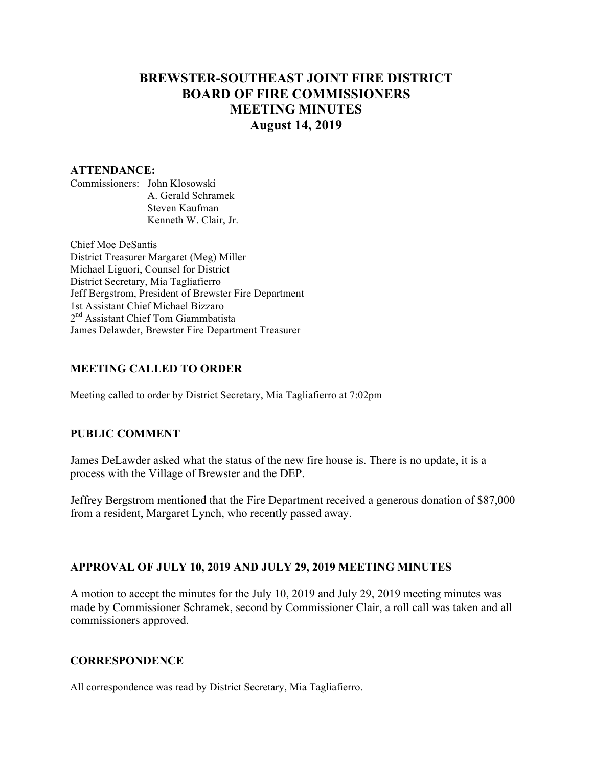# BREWSTER-SOUTHEAST JOINT FIRE DISTRICT
# BOARD OF FIRE COMMISSIONERS
# MEETING MINUTES
# August 14, 2019

## ATTENDANCE:

Commissioners: John Klosowski
A. Gerald Schramek
Steven Kaufman
Kenneth W. Clair, Jr.

Chief Moe DeSantis
District Treasurer Margaret (Meg) Miller
Michael Liguori, Counsel for District
District Secretary, Mia Tagliafierro
Jeff Bergstrom, President of Brewster Fire Department
1st Assistant Chief Michael Bizzaro
2nd Assistant Chief Tom Giammbatista
James Delawder, Brewster Fire Department Treasurer

## MEETING CALLED TO ORDER

Meeting called to order by District Secretary, Mia Tagliafierro at 7:02pm

## PUBLIC COMMENT

James DeLawder asked what the status of the new fire house is. There is no update, it is a process with the Village of Brewster and the DEP.

Jeffrey Bergstrom mentioned that the Fire Department received a generous donation of $87,000 from a resident, Margaret Lynch, who recently passed away.

## APPROVAL OF JULY 10, 2019 AND JULY 29, 2019 MEETING MINUTES

A motion to accept the minutes for the July 10, 2019 and July 29, 2019 meeting minutes was made by Commissioner Schramek, second by Commissioner Clair, a roll call was taken and all commissioners approved.

## CORRESPONDENCE

All correspondence was read by District Secretary, Mia Tagliafierro.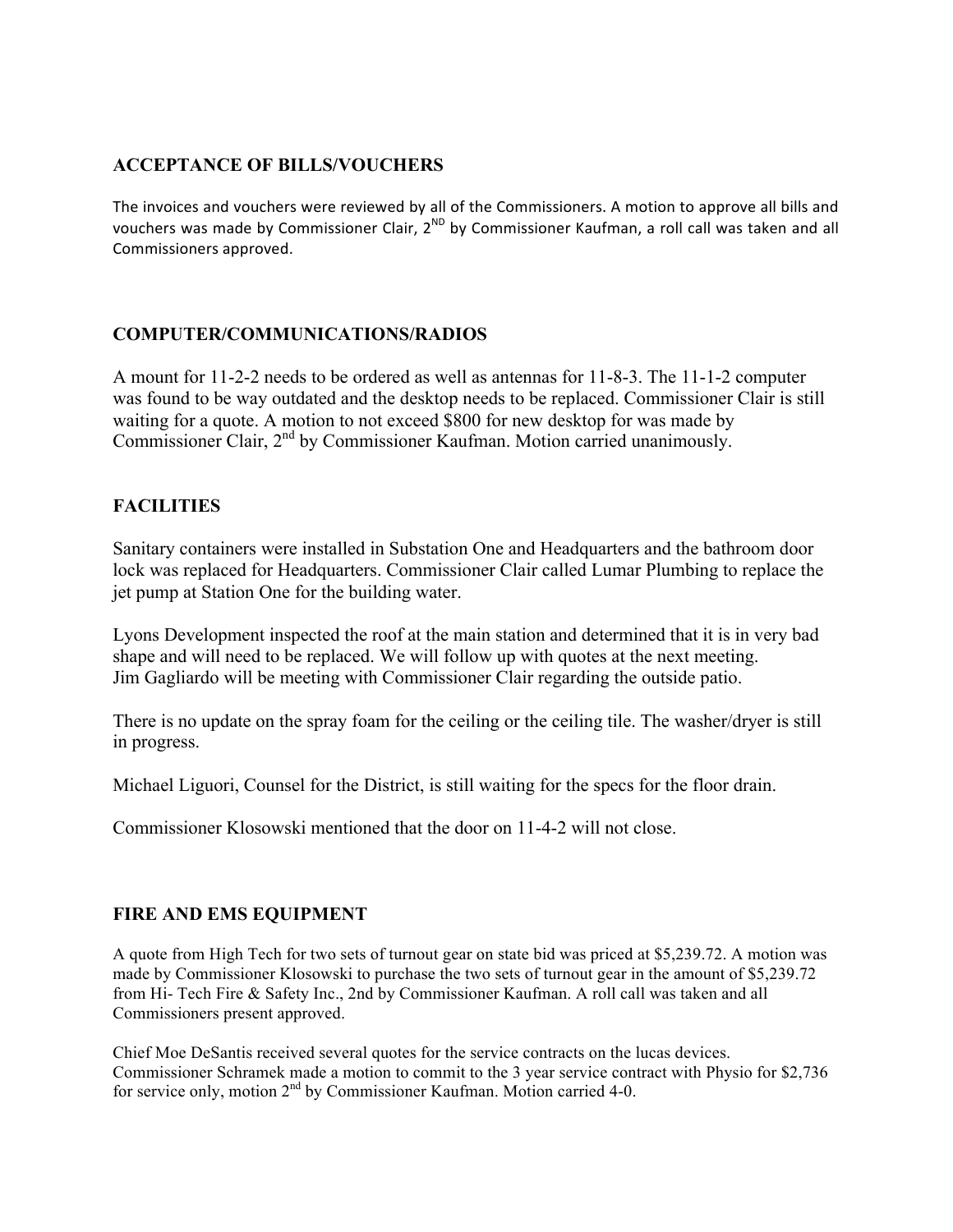## ACCEPTANCE OF BILLS/VOUCHERS

The invoices and vouchers were reviewed by all of the Commissioners. A motion to approve all bills and vouchers was made by Commissioner Clair, 2[ND] by Commissioner Kaufman, a roll call was taken and all Commissioners approved.

## COMPUTER/COMMUNICATIONS/RADIOS

A mount for 11-2-2 needs to be ordered as well as antennas for 11-8-3. The 11-1-2 computer was found to be way outdated and the desktop needs to be replaced. Commissioner Clair is still waiting for a quote. A motion to not exceed $800 for new desktop for was made by Commissioner Clair, 2[nd] by Commissioner Kaufman. Motion carried unanimously.

## FACILITIES

Sanitary containers were installed in Substation One and Headquarters and the bathroom door lock was replaced for Headquarters. Commissioner Clair called Lumar Plumbing to replace the jet pump at Station One for the building water.

Lyons Development inspected the roof at the main station and determined that it is in very bad shape and will need to be replaced. We will follow up with quotes at the next meeting.
Jim Gagliardo will be meeting with Commissioner Clair regarding the outside patio.

There is no update on the spray foam for the ceiling or the ceiling tile. The washer/dryer is still in progress.

Michael Liguori, Counsel for the District, is still waiting for the specs for the floor drain.

Commissioner Klosowski mentioned that the door on 11-4-2 will not close.

## FIRE AND EMS EQUIPMENT

A quote from High Tech for two sets of turnout gear on state bid was priced at $5,239.72. A motion was made by Commissioner Klosowski to purchase the two sets of turnout gear in the amount of $5,239.72 from Hi- Tech Fire & Safety Inc., 2nd by Commissioner Kaufman. A roll call was taken and all Commissioners present approved.

Chief Moe DeSantis received several quotes for the service contracts on the lucas devices. Commissioner Schramek made a motion to commit to the 3 year service contract with Physio for $2,736 for service only, motion 2[nd] by Commissioner Kaufman. Motion carried 4-0.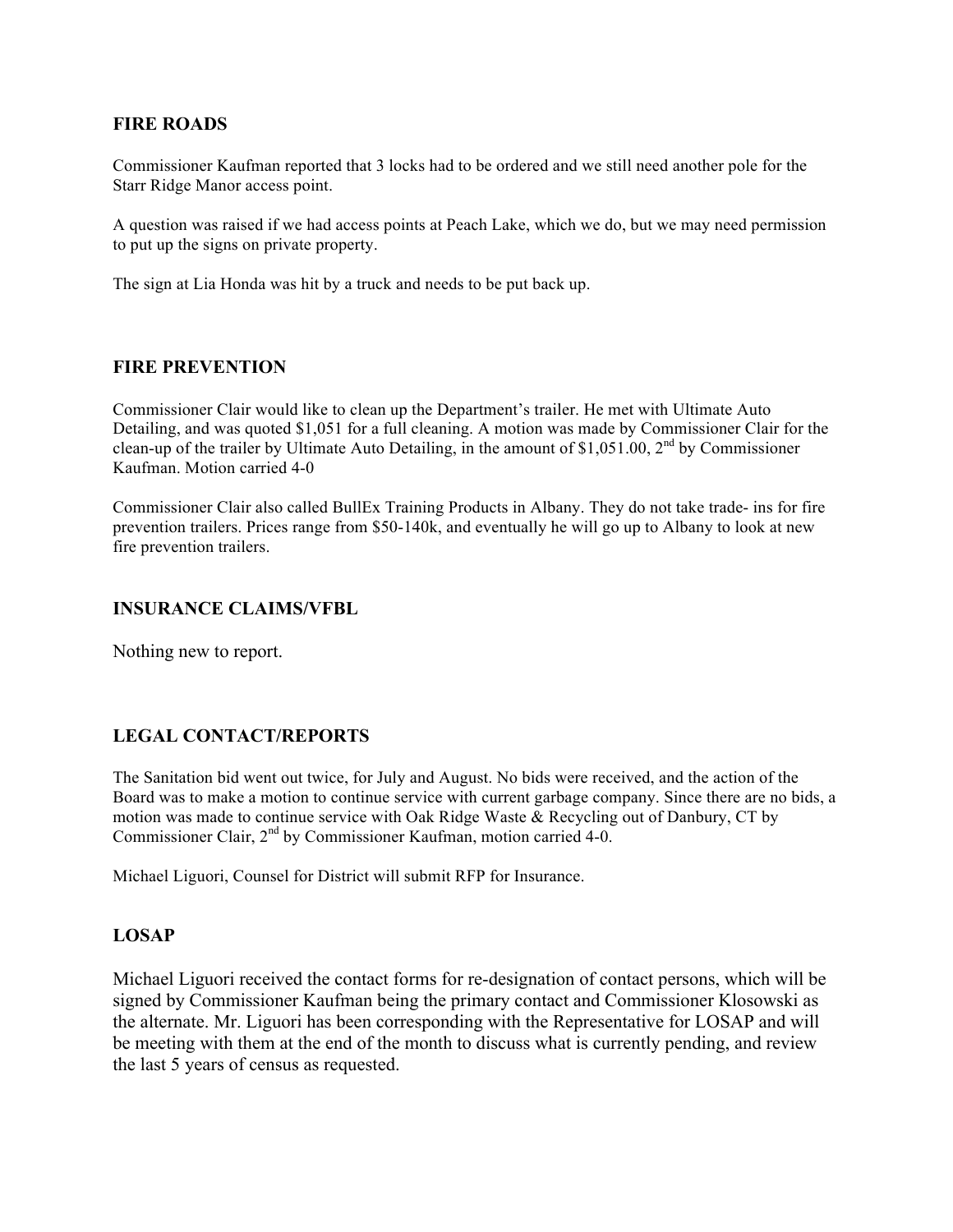## FIRE ROADS

Commissioner Kaufman reported that 3 locks had to be ordered and we still need another pole for the Starr Ridge Manor access point.

A question was raised if we had access points at Peach Lake, which we do, but we may need permission to put up the signs on private property.

The sign at Lia Honda was hit by a truck and needs to be put back up.

## FIRE PREVENTION

Commissioner Clair would like to clean up the Department's trailer. He met with Ultimate Auto Detailing, and was quoted $1,051 for a full cleaning. A motion was made by Commissioner Clair for the clean-up of the trailer by Ultimate Auto Detailing, in the amount of $1,051.00, 2nd by Commissioner Kaufman. Motion carried 4-0

Commissioner Clair also called BullEx Training Products in Albany. They do not take trade- ins for fire prevention trailers. Prices range from $50-140k, and eventually he will go up to Albany to look at new fire prevention trailers.

## INSURANCE CLAIMS/VFBL

Nothing new to report.

## LEGAL CONTACT/REPORTS

The Sanitation bid went out twice, for July and August. No bids were received, and the action of the Board was to make a motion to continue service with current garbage company. Since there are no bids, a motion was made to continue service with Oak Ridge Waste & Recycling out of Danbury, CT by Commissioner Clair, 2nd by Commissioner Kaufman, motion carried 4-0.

Michael Liguori, Counsel for District will submit RFP for Insurance.

## LOSAP

Michael Liguori received the contact forms for re-designation of contact persons, which will be signed by Commissioner Kaufman being the primary contact and Commissioner Klosowski as the alternate. Mr. Liguori has been corresponding with the Representative for LOSAP and will be meeting with them at the end of the month to discuss what is currently pending, and review the last 5 years of census as requested.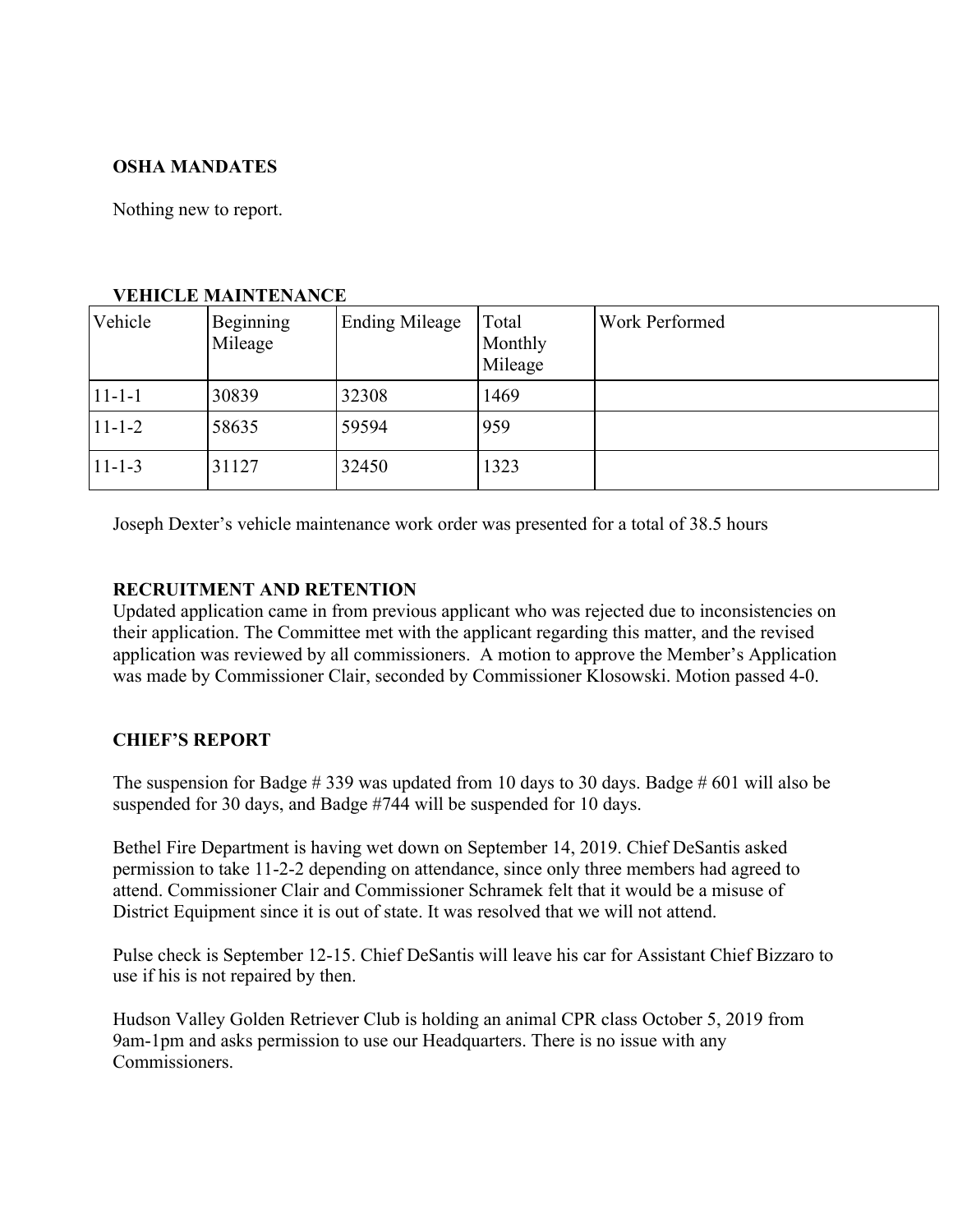### OSHA MANDATES

Nothing new to report.

### VEHICLE MAINTENANCE

| Vehicle | Beginning Mileage | Ending Mileage | Total Monthly Mileage | Work Performed |
|---|---|---|---|---|
| 11-1-1 | 30839 | 32308 | 1469 | |
| 11-1-2 | 58635 | 59594 | 959 | |
| 11-1-3 | 31127 | 32450 | 1323 | |

Joseph Dexter's vehicle maintenance work order was presented for a total of 38.5 hours

### RECRUITMENT AND RETENTION

Updated application came in from previous applicant who was rejected due to inconsistencies on their application. The Committee met with the applicant regarding this matter, and the revised application was reviewed by all commissioners. A motion to approve the Member's Application was made by Commissioner Clair, seconded by Commissioner Klosowski. Motion passed 4-0.

### CHIEF'S REPORT

The suspension for Badge # 339 was updated from 10 days to 30 days. Badge # 601 will also be suspended for 30 days, and Badge #744 will be suspended for 10 days.

Bethel Fire Department is having wet down on September 14, 2019. Chief DeSantis asked permission to take 11-2-2 depending on attendance, since only three members had agreed to attend. Commissioner Clair and Commissioner Schramek felt that it would be a misuse of District Equipment since it is out of state. It was resolved that we will not attend.

Pulse check is September 12-15. Chief DeSantis will leave his car for Assistant Chief Bizzaro to use if his is not repaired by then.

Hudson Valley Golden Retriever Club is holding an animal CPR class October 5, 2019 from 9am-1pm and asks permission to use our Headquarters. There is no issue with any Commissioners.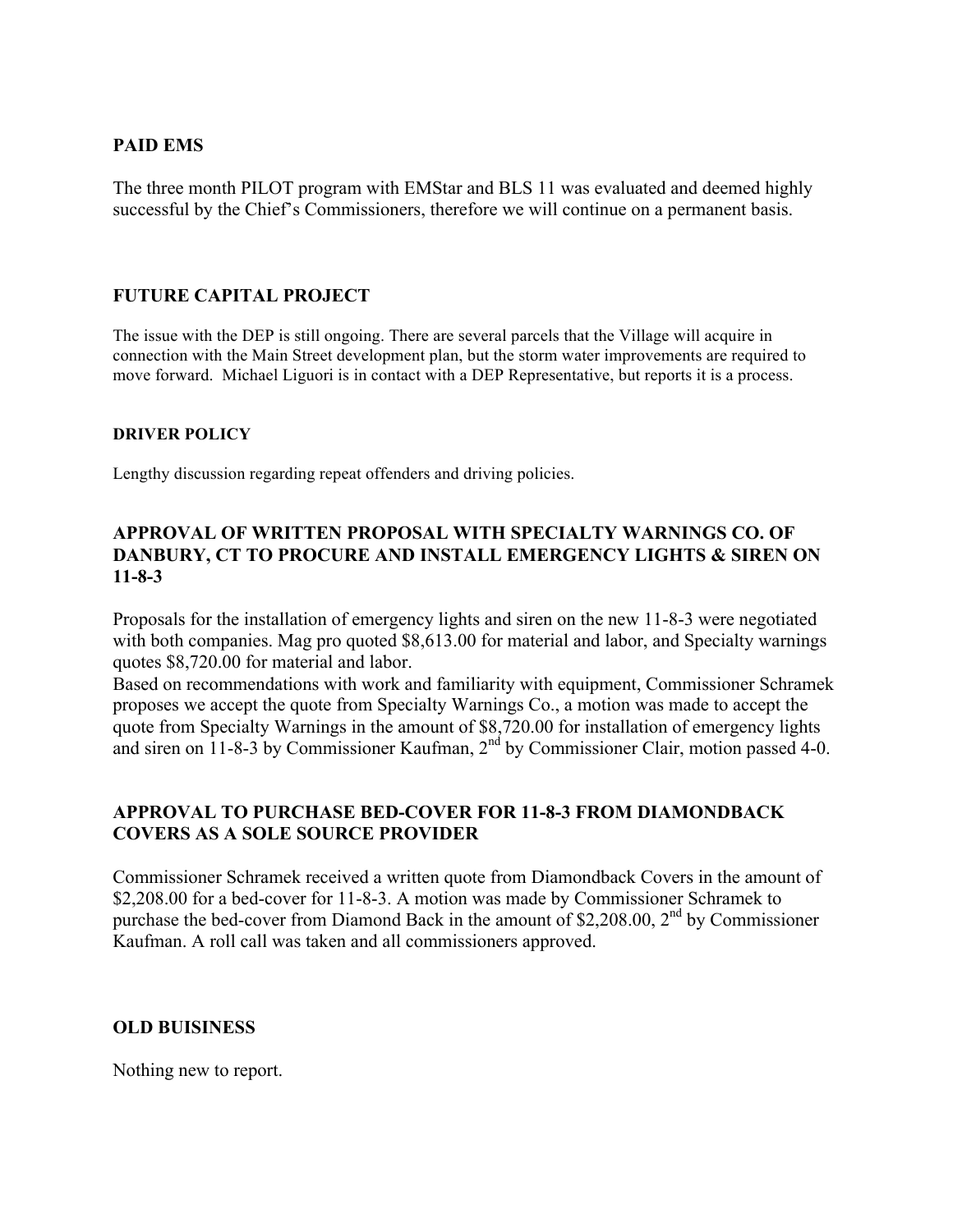## PAID EMS

The three month PILOT program with EMStar and BLS 11 was evaluated and deemed highly successful by the Chief's Commissioners, therefore we will continue on a permanent basis.

## FUTURE CAPITAL PROJECT

The issue with the DEP is still ongoing. There are several parcels that the Village will acquire in connection with the Main Street development plan, but the storm water improvements are required to move forward. Michael Liguori is in contact with a DEP Representative, but reports it is a process.

## DRIVER POLICY

Lengthy discussion regarding repeat offenders and driving policies.

## APPROVAL OF WRITTEN PROPOSAL WITH SPECIALTY WARNINGS CO. OF DANBURY, CT TO PROCURE AND INSTALL EMERGENCY LIGHTS & SIREN ON 11-8-3

Proposals for the installation of emergency lights and siren on the new 11-8-3 were negotiated with both companies. Mag pro quoted $8,613.00 for material and labor, and Specialty warnings quotes $8,720.00 for material and labor.
Based on recommendations with work and familiarity with equipment, Commissioner Schramek proposes we accept the quote from Specialty Warnings Co., a motion was made to accept the quote from Specialty Warnings in the amount of $8,720.00 for installation of emergency lights and siren on 11-8-3 by Commissioner Kaufman, 2nd by Commissioner Clair, motion passed 4-0.

## APPROVAL TO PURCHASE BED-COVER FOR 11-8-3 FROM DIAMONDBACK COVERS AS A SOLE SOURCE PROVIDER

Commissioner Schramek received a written quote from Diamondback Covers in the amount of $2,208.00 for a bed-cover for 11-8-3. A motion was made by Commissioner Schramek to purchase the bed-cover from Diamond Back in the amount of $2,208.00, 2nd by Commissioner Kaufman. A roll call was taken and all commissioners approved.

## OLD BUISINESS

Nothing new to report.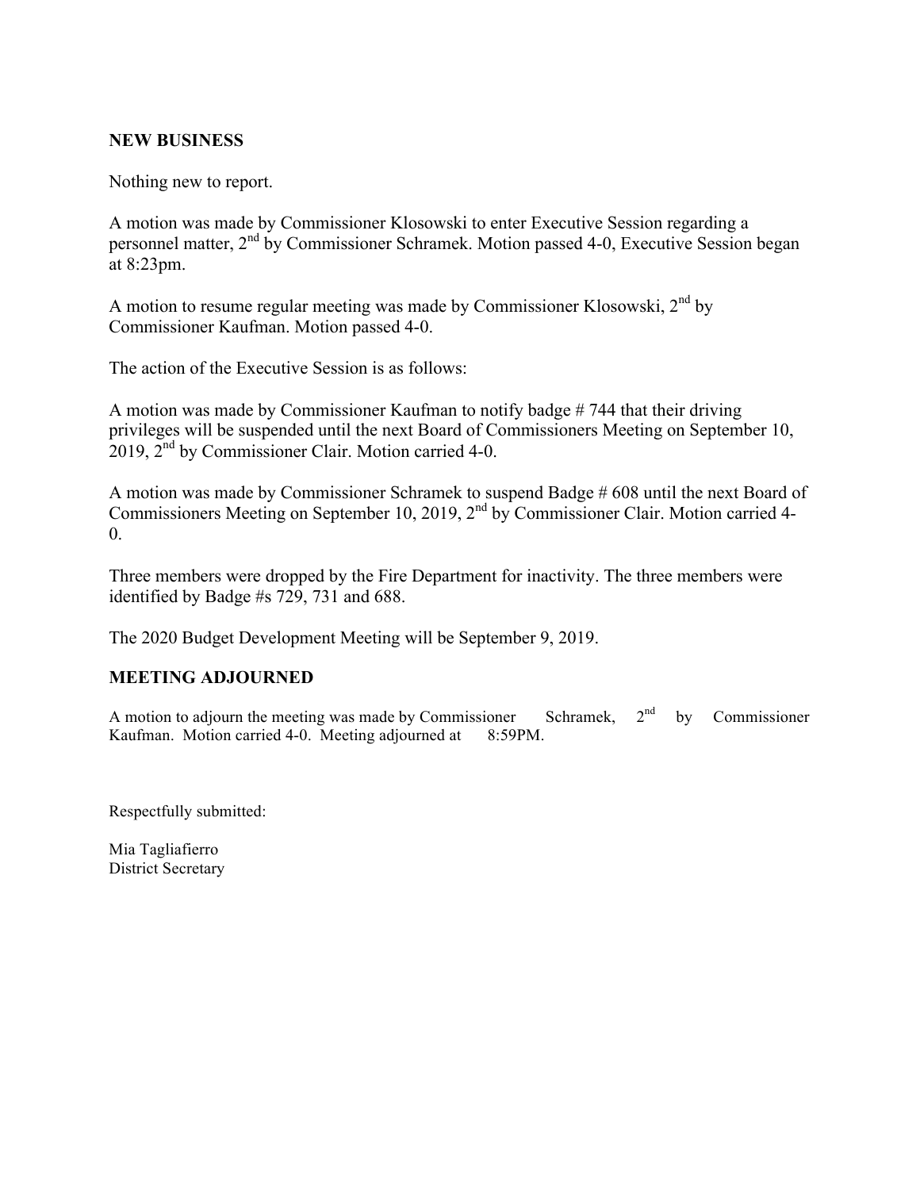**NEW BUSINESS**

Nothing new to report.

A motion was made by Commissioner Klosowski to enter Executive Session regarding a personnel matter, 2nd by Commissioner Schramek. Motion passed 4-0, Executive Session began at 8:23pm.

A motion to resume regular meeting was made by Commissioner Klosowski, 2nd by Commissioner Kaufman. Motion passed 4-0.

The action of the Executive Session is as follows:

A motion was made by Commissioner Kaufman to notify badge # 744 that their driving privileges will be suspended until the next Board of Commissioners Meeting on September 10, 2019, 2nd by Commissioner Clair. Motion carried 4-0.

A motion was made by Commissioner Schramek to suspend Badge # 608 until the next Board of Commissioners Meeting on September 10, 2019, 2nd by Commissioner Clair. Motion carried 4-0.

Three members were dropped by the Fire Department for inactivity. The three members were identified by Badge #s 729, 731 and 688.

The 2020 Budget Development Meeting will be September 9, 2019.

**MEETING ADJOURNED**

A motion to adjourn the meeting was made by Commissioner Schramek, 2nd by Commissioner Kaufman. Motion carried 4-0. Meeting adjourned at 8:59PM.

Respectfully submitted:

Mia Tagliafierro
District Secretary